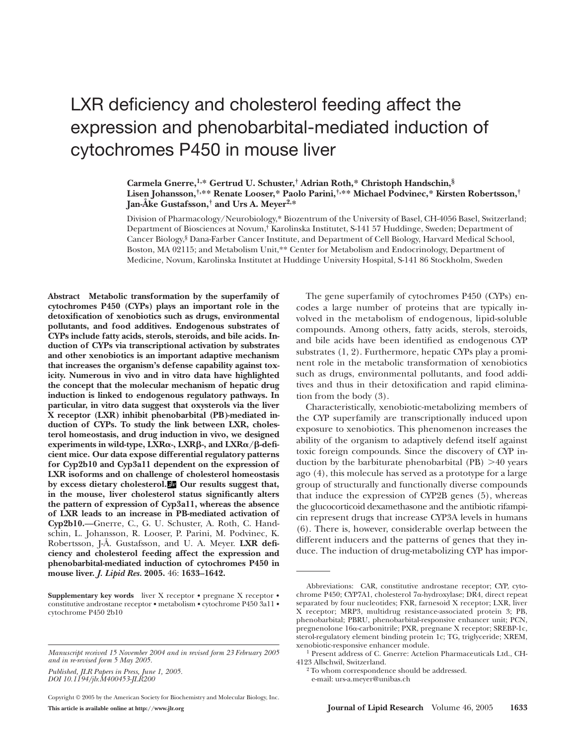# LXR deficiency and cholesterol feeding affect the expression and phenobarbital-mediated induction of cytochromes P450 in mouse liver

**Carmela Gnerre,[1,*] Gertrud U. Schuster,[†] Adrian Roth,[*] Christoph Handschin,[§] Lisen Johansson,[†,**] Renate Looser,[*] Paolo Parini,[†,**] Michael Podvinec,[*] Kirsten Robertsson,[†] Jan-Åke Gustafsson,[†] and Urs A. Meyer[2,*]**

Division of Pharmacology/Neurobiology,* Biozentrum of the University of Basel, CH-4056 Basel, Switzerland; Department of Biosciences at Novum,† Karolinska Institutet, S-141 57 Huddinge, Sweden; Department of Cancer Biology,§ Dana-Farber Cancer Institute, and Department of Cell Biology, Harvard Medical School, Boston, MA 02115; and Metabolism Unit,** Center for Metabolism and Endocrinology, Department of Medicine, Novum, Karolinska Institutet at Huddinge University Hospital, S-141 86 Stockholm, Sweden

**Abstract Metabolic transformation by the superfamily of cytochromes P450 (CYPs) plays an important role in the detoxification of xenobiotics such as drugs, environmental pollutants, and food additives. Endogenous substrates of CYPs include fatty acids, sterols, steroids, and bile acids. Induction of CYPs via transcriptional activation by substrates and other xenobiotics is an important adaptive mechanism that increases the organism's defense capability against toxicity. Numerous in vivo and in vitro data have highlighted the concept that the molecular mechanism of hepatic drug induction is linked to endogenous regulatory pathways. In particular, in vitro data suggest that oxysterols via the liver X receptor (LXR) inhibit phenobarbital (PB)-mediated induction of CYPs. To study the link between LXR, cholesterol homeostasis, and drug induction in vivo, we designed experiments in wild-type, LXRα-, LXRβ-, and LXRα/β-deficient mice. Our data expose differential regulatory patterns for Cyp2b10 and Cyp3a11 dependent on the expression of LXR isoforms and on challenge of cholesterol homeostasis by excess dietary cholesterol. Our results suggest that, in the mouse, liver cholesterol status significantly alters the pattern of expression of Cyp3a11, whereas the absence of LXR leads to an increase in PB-mediated activation of Cyp2b10.**—Gnerre, C., G. U. Schuster, A. Roth, C. Handschin, L. Johansson, R. Looser, P. Parini, M. Podvinec, K. Robertsson, J-Å. Gustafsson, and U. A. Meyer. **LXR deficiency and cholesterol feeding affect the expression and phenobarbital-mediated induction of cytochromes P450 in mouse liver.** *J. Lipid Res.* **2005.** 46: **1633–1642.**

**Supplementary key words** liver X receptor • pregnane X receptor • constitutive androstane receptor • metabolism • cytochrome P450 3a11 • cytochrome P450 2b10

*Manuscript received 15 November 2004 and in revised form 23 February 2005 and in re-revised form 5 May 2005.*

*Published, JLR Papers in Press, June 1, 2005. DOI 10.1194/jlr.M400453-JLR200*

Copyright © 2005 by the American Society for Biochemistry and Molecular Biology, Inc.

**This article is available online at http://www.jlr.org**

The gene superfamily of cytochromes P450 (CYPs) encodes a large number of proteins that are typically involved in the metabolism of endogenous, lipid-soluble compounds. Among others, fatty acids, sterols, steroids, and bile acids have been identified as endogenous CYP substrates (1, 2). Furthermore, hepatic CYPs play a prominent role in the metabolic transformation of xenobiotics such as drugs, environmental pollutants, and food additives and thus in their detoxification and rapid elimination from the body (3).

Characteristically, xenobiotic-metabolizing members of the CYP superfamily are transcriptionally induced upon exposure to xenobiotics. This phenomenon increases the ability of the organism to adaptively defend itself against toxic foreign compounds. Since the discovery of CYP induction by the barbiturate phenobarbital (PB) >40 years ago (4), this molecule has served as a prototype for a large group of structurally and functionally diverse compounds that induce the expression of CYP2B genes (5), whereas the glucocorticoid dexamethasone and the antibiotic rifampicin represent drugs that increase CYP3A levels in humans (6). There is, however, considerable overlap between the different inducers and the patterns of genes that they induce. The induction of drug-metabolizing CYP has impor-

Abbreviations: CAR, constitutive androstane receptor; CYP, cytochrome P450; CYP7A1, cholesterol 7α-hydroxylase; DR4, direct repeat separated by four nucleotides; FXR, farnesoid X receptor; LXR, liver X receptor; MRP3, multidrug resistance-associated protein 3; PB, phenobarbital; PBRU, phenobarbital-responsive enhancer unit; PCN, pregnenolone 16α-carbonitrile; PXR, pregnane X receptor; SREBP-1c, sterol-regulatory element binding protein 1c; TG, triglyceride; XREM, xenobiotic-responsive enhancer module.

[1] Present address of C. Gnerre: Actelion Pharmaceuticals Ltd., CH-4123 Allschwil, Switzerland.

[2] To whom correspondence should be addressed.
e-mail: urs-a.meyer@unibas.ch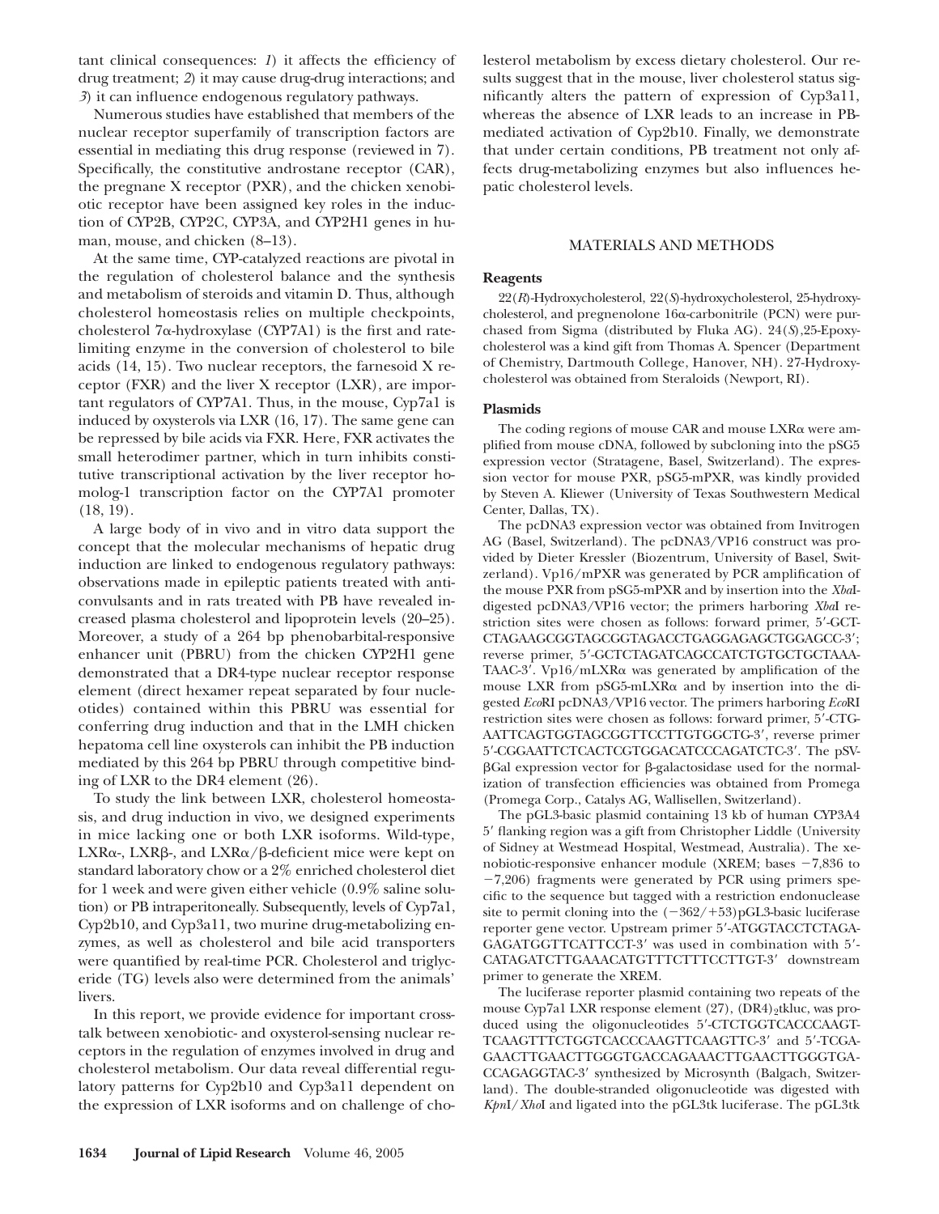tant clinical consequences: *1*) it affects the efficiency of drug treatment; *2*) it may cause drug-drug interactions; and *3*) it can influence endogenous regulatory pathways.

Numerous studies have established that members of the nuclear receptor superfamily of transcription factors are essential in mediating this drug response (reviewed in 7). Specifically, the constitutive androstane receptor (CAR), the pregnane X receptor (PXR), and the chicken xenobiotic receptor have been assigned key roles in the induction of CYP2B, CYP2C, CYP3A, and CYP2H1 genes in human, mouse, and chicken (8–13).

At the same time, CYP-catalyzed reactions are pivotal in the regulation of cholesterol balance and the synthesis and metabolism of steroids and vitamin D. Thus, although cholesterol homeostasis relies on multiple checkpoints, cholesterol 7α-hydroxylase (CYP7A1) is the first and rate-limiting enzyme in the conversion of cholesterol to bile acids (14, 15). Two nuclear receptors, the farnesoid X receptor (FXR) and the liver X receptor (LXR), are important regulators of CYP7A1. Thus, in the mouse, Cyp7a1 is induced by oxysterols via LXR (16, 17). The same gene can be repressed by bile acids via FXR. Here, FXR activates the small heterodimer partner, which in turn inhibits constitutive transcriptional activation by the liver receptor homolog-1 transcription factor on the CYP7A1 promoter (18, 19).

A large body of in vivo and in vitro data support the concept that the molecular mechanisms of hepatic drug induction are linked to endogenous regulatory pathways: observations made in epileptic patients treated with anticonvulsants and in rats treated with PB have revealed increased plasma cholesterol and lipoprotein levels (20–25). Moreover, a study of a 264 bp phenobarbital-responsive enhancer unit (PBRU) from the chicken CYP2H1 gene demonstrated that a DR4-type nuclear receptor response element (direct hexamer repeat separated by four nucleotides) contained within this PBRU was essential for conferring drug induction and that in the LMH chicken hepatoma cell line oxysterols can inhibit the PB induction mediated by this 264 bp PBRU through competitive binding of LXR to the DR4 element (26).

To study the link between LXR, cholesterol homeostasis, and drug induction in vivo, we designed experiments in mice lacking one or both LXR isoforms. Wild-type, LXRα-, LXRβ-, and LXRα/β-deficient mice were kept on standard laboratory chow or a 2% enriched cholesterol diet for 1 week and were given either vehicle (0.9% saline solution) or PB intraperitoneally. Subsequently, levels of Cyp7a1, Cyp2b10, and Cyp3a11, two murine drug-metabolizing enzymes, as well as cholesterol and bile acid transporters were quantified by real-time PCR. Cholesterol and triglyceride (TG) levels also were determined from the animals' livers.

In this report, we provide evidence for important cross-talk between xenobiotic- and oxysterol-sensing nuclear receptors in the regulation of enzymes involved in drug and cholesterol metabolism. Our data reveal differential regulatory patterns for Cyp2b10 and Cyp3a11 dependent on the expression of LXR isoforms and on challenge of cholesterol metabolism by excess dietary cholesterol. Our results suggest that in the mouse, liver cholesterol status significantly alters the pattern of expression of Cyp3a11, whereas the absence of LXR leads to an increase in PB-mediated activation of Cyp2b10. Finally, we demonstrate that under certain conditions, PB treatment not only affects drug-metabolizing enzymes but also influences hepatic cholesterol levels.

## MATERIALS AND METHODS

### Reagents

22(*R*)-Hydroxycholesterol, 22(*S*)-hydroxycholesterol, 25-hydroxycholesterol, and pregnenolone 16α-carbonitrile (PCN) were purchased from Sigma (distributed by Fluka AG). 24(*S*),25-Epoxycholesterol was a kind gift from Thomas A. Spencer (Department of Chemistry, Dartmouth College, Hanover, NH). 27-Hydroxycholesterol was obtained from Steraloids (Newport, RI).

### Plasmids

The coding regions of mouse CAR and mouse LXRα were amplified from mouse cDNA, followed by subcloning into the pSG5 expression vector (Stratagene, Basel, Switzerland). The expression vector for mouse PXR, pSG5-mPXR, was kindly provided by Steven A. Kliewer (University of Texas Southwestern Medical Center, Dallas, TX).

The pcDNA3 expression vector was obtained from Invitrogen AG (Basel, Switzerland). The pcDNA3/VP16 construct was provided by Dieter Kressler (Biozentrum, University of Basel, Switzerland). Vp16/mPXR was generated by PCR amplification of the mouse PXR from pSG5-mPXR and by insertion into the *Xba*I-digested pcDNA3/VP16 vector; the primers harboring *Xba*I restriction sites were chosen as follows: forward primer, 5′-GCTCTAGAAGCGGTAGCGGTAGACCTGAGGAGAGCTGGAGCC-3′; reverse primer, 5′-GCTCTAGATCAGCCATCTGTGCTGCTAAATAAC-3′. Vp16/mLXRα was generated by amplification of the mouse LXR from pSG5-mLXRα and by insertion into the digested *Eco*RI pcDNA3/VP16 vector. The primers harboring *Eco*RI restriction sites were chosen as follows: forward primer, 5′-CTGAATTCAGTGGTAGCGGTTCCTTGTGGCTG-3′, reverse primer 5′-CGGAATTCTCACTCGTGGACATCCCAGATCTC-3′. The pSV-βGal expression vector for β-galactosidase used for the normalization of transfection efficiencies was obtained from Promega (Promega Corp., Catalys AG, Wallisellen, Switzerland).

The pGL3-basic plasmid containing 13 kb of human CYP3A4 5′ flanking region was a gift from Christopher Liddle (University of Sidney at Westmead Hospital, Westmead, Australia). The xenobiotic-responsive enhancer module (XREM; bases −7,836 to −7,206) fragments were generated by PCR using primers specific to the sequence but tagged with a restriction endonuclease site to permit cloning into the (−362/+53)pGL3-basic luciferase reporter gene vector. Upstream primer 5′-ATGGTACCTCTAGAGAGATGGTTCATTCCT-3′ was used in combination with 5′-CATAGATCTTGAAACATGTTTCTTTCCTTGT-3′ downstream primer to generate the XREM.

The luciferase reporter plasmid containing two repeats of the mouse Cyp7a1 LXR response element (27), $(DR4)_2$tkluc, was produced using the oligonucleotides 5′-CTCTGGTCACCCAAGTTCAAGTTTCTGGTCACCCAAGTTCAAGTTC-3′ and 5′-TCGAGAACTTGAACTTGGGTGACCAGAAACTTGAACTTGGGTGACCAGAGGTAC-3′ synthesized by Microsynth (Balgach, Switzerland). The double-stranded oligonucleotide was digested with *Kpn*I/*Xho*I and ligated into the pGL3tk luciferase. The pGL3tk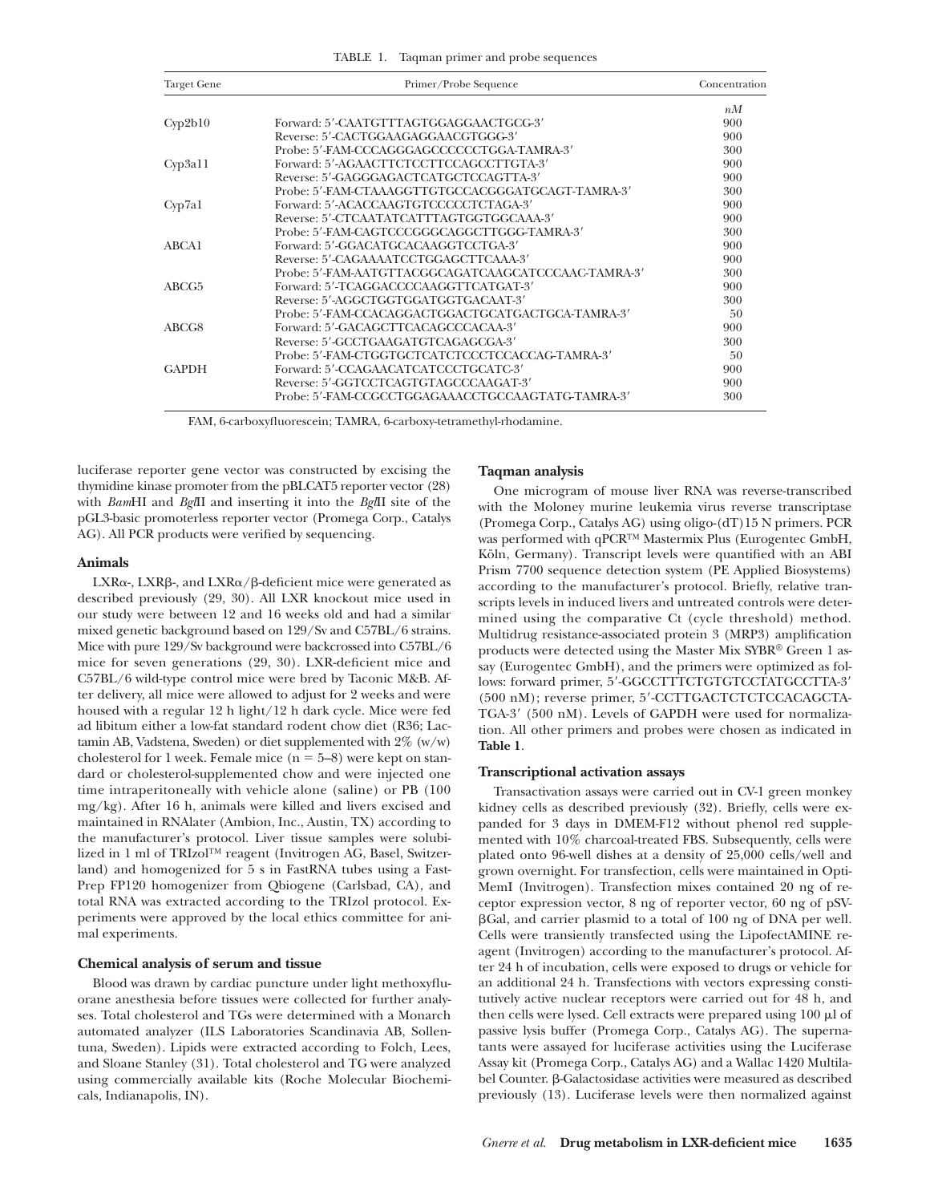TABLE 1. Taqman primer and probe sequences

| Target Gene | Primer/Probe Sequence | Concentration |
|---|---|---|
| | | *nM* |
| Cyp2b10 | Forward: 5′-CAATGTTTAGTGGAGGAACTGCG-3′ | 900 |
| | Reverse: 5′-CACTGGAAGAGGAACGTGGG-3′ | 900 |
| | Probe: 5′-FAM-CCCAGGGAGCCCCCCTGGA-TAMRA-3′ | 300 |
| Cyp3a11 | Forward: 5′-AGAACTTCTCCTTCCAGCCTTGTA-3′ | 900 |
| | Reverse: 5′-GAGGGAGACTCATGCTCCAGTTA-3′ | 900 |
| | Probe: 5′-FAM-CTAAAGGTTGTGCCACGGGATGCAGT-TAMRA-3′ | 300 |
| Cyp7a1 | Forward: 5′-ACACCAAGTGTCCCCCTCTAGA-3′ | 900 |
| | Reverse: 5′-CTCAATATCATTTAGTGGTGGCAAA-3′ | 900 |
| | Probe: 5′-FAM-CAGTCCCGGGCAGGCTTGGG-TAMRA-3′ | 300 |
| ABCA1 | Forward: 5′-GGACATGCACAAGGTCCTGA-3′ | 900 |
| | Reverse: 5′-CAGAAAATCCTGGAGCTTCAAA-3′ | 900 |
| | Probe: 5′-FAM-AATGTTACGGCAGATCAAGCATCCCAAC-TAMRA-3′ | 300 |
| ABCG5 | Forward: 5′-TCAGGACCCCAAGGTTCATGAT-3′ | 900 |
| | Reverse: 5′-AGGCTGGTGGATGGTGACAAT-3′ | 300 |
| | Probe: 5′-FAM-CCACAGGACTGGACTGCATGACTGCA-TAMRA-3′ | 50 |
| ABCG8 | Forward: 5′-GACAGCTTCACAGCCCACAA-3′ | 900 |
| | Reverse: 5′-GCCTGAAGATGTCAGAGCGA-3′ | 300 |
| | Probe: 5′-FAM-CTGGTGCTCATCTCCCTCCACCAG-TAMRA-3′ | 50 |
| GAPDH | Forward: 5′-CCAGAACATCATCCCTGCATC-3′ | 900 |
| | Reverse: 5′-GGTCCTCAGTGTAGCCCAAGAT-3′ | 900 |
| | Probe: 5′-FAM-CCGCCTGGAGAAACCTGCCAAGTATG-TAMRA-3′ | 300 |

FAM, 6-carboxyfluorescein; TAMRA, 6-carboxy-tetramethyl-rhodamine.

luciferase reporter gene vector was constructed by excising the thymidine kinase promoter from the pBLCAT5 reporter vector (28) with *Bam*HI and *Bgl*II and inserting it into the *Bgl*II site of the pGL3-basic promoterless reporter vector (Promega Corp., Catalys AG). All PCR products were verified by sequencing.

### Animals

LXRα-, LXRβ-, and LXRα/β-deficient mice were generated as described previously (29, 30). All LXR knockout mice used in our study were between 12 and 16 weeks old and had a similar mixed genetic background based on 129/Sv and C57BL/6 strains. Mice with pure 129/Sv background were backcrossed into C57BL/6 mice for seven generations (29, 30). LXR-deficient mice and C57BL/6 wild-type control mice were bred by Taconic M&B. After delivery, all mice were allowed to adjust for 2 weeks and were housed with a regular 12 h light/12 h dark cycle. Mice were fed ad libitum either a low-fat standard rodent chow diet (R36; Lactamin AB, Vadstena, Sweden) or diet supplemented with 2% (w/w) cholesterol for 1 week. Female mice ($n = 5$–$8$) were kept on standard or cholesterol-supplemented chow and were injected one time intraperitoneally with vehicle alone (saline) or PB (100 mg/kg). After 16 h, animals were killed and livers excised and maintained in RNAlater (Ambion, Inc., Austin, TX) according to the manufacturer's protocol. Liver tissue samples were solubilized in 1 ml of TRIzol™ reagent (Invitrogen AG, Basel, Switzerland) and homogenized for 5 s in FastRNA tubes using a FastPrep FP120 homogenizer from Qbiogene (Carlsbad, CA), and total RNA was extracted according to the TRIzol protocol. Experiments were approved by the local ethics committee for animal experiments.

### Chemical analysis of serum and tissue

Blood was drawn by cardiac puncture under light methoxyflurane anesthesia before tissues were collected for further analyses. Total cholesterol and TGs were determined with a Monarch automated analyzer (ILS Laboratories Scandinavia AB, Sollentuna, Sweden). Lipids were extracted according to Folch, Lees, and Sloane Stanley (31). Total cholesterol and TG were analyzed using commercially available kits (Roche Molecular Biochemicals, Indianapolis, IN).

### Taqman analysis

One microgram of mouse liver RNA was reverse-transcribed with the Moloney murine leukemia virus reverse transcriptase (Promega Corp., Catalys AG) using oligo-(dT)15 N primers. PCR was performed with qPCR™ Mastermix Plus (Eurogentec GmbH, Köln, Germany). Transcript levels were quantified with an ABI Prism 7700 sequence detection system (PE Applied Biosystems) according to the manufacturer's protocol. Briefly, relative transcripts levels in induced livers and untreated controls were determined using the comparative Ct (cycle threshold) method. Multidrug resistance-associated protein 3 (MRP3) amplification products were detected using the Master Mix SYBR® Green 1 assay (Eurogentec GmbH), and the primers were optimized as follows: forward primer, 5′-GGCCTTTCTGTGTCCTATGCCTTA-3′ (500 nM); reverse primer, 5′-CCTTGACTCTCTCCACAGCTATGA-3′ (500 nM). Levels of GAPDH were used for normalization. All other primers and probes were chosen as indicated in **Table 1**.

### Transcriptional activation assays

Transactivation assays were carried out in CV-1 green monkey kidney cells as described previously (32). Briefly, cells were expanded for 3 days in DMEM-F12 without phenol red supplemented with 10% charcoal-treated FBS. Subsequently, cells were plated onto 96-well dishes at a density of 25,000 cells/well and grown overnight. For transfection, cells were maintained in Opti-MemI (Invitrogen). Transfection mixes contained 20 ng of receptor expression vector, 8 ng of reporter vector, 60 ng of pSV-βGal, and carrier plasmid to a total of 100 ng of DNA per well. Cells were transiently transfected using the LipofectAMINE reagent (Invitrogen) according to the manufacturer's protocol. After 24 h of incubation, cells were exposed to drugs or vehicle for an additional 24 h. Transfections with vectors expressing constitutively active nuclear receptors were carried out for 48 h, and then cells were lysed. Cell extracts were prepared using 100 μl of passive lysis buffer (Promega Corp., Catalys AG). The supernatants were assayed for luciferase activities using the Luciferase Assay kit (Promega Corp., Catalys AG) and a Wallac 1420 Multilabel Counter. β-Galactosidase activities were measured as described previously (13). Luciferase levels were then normalized against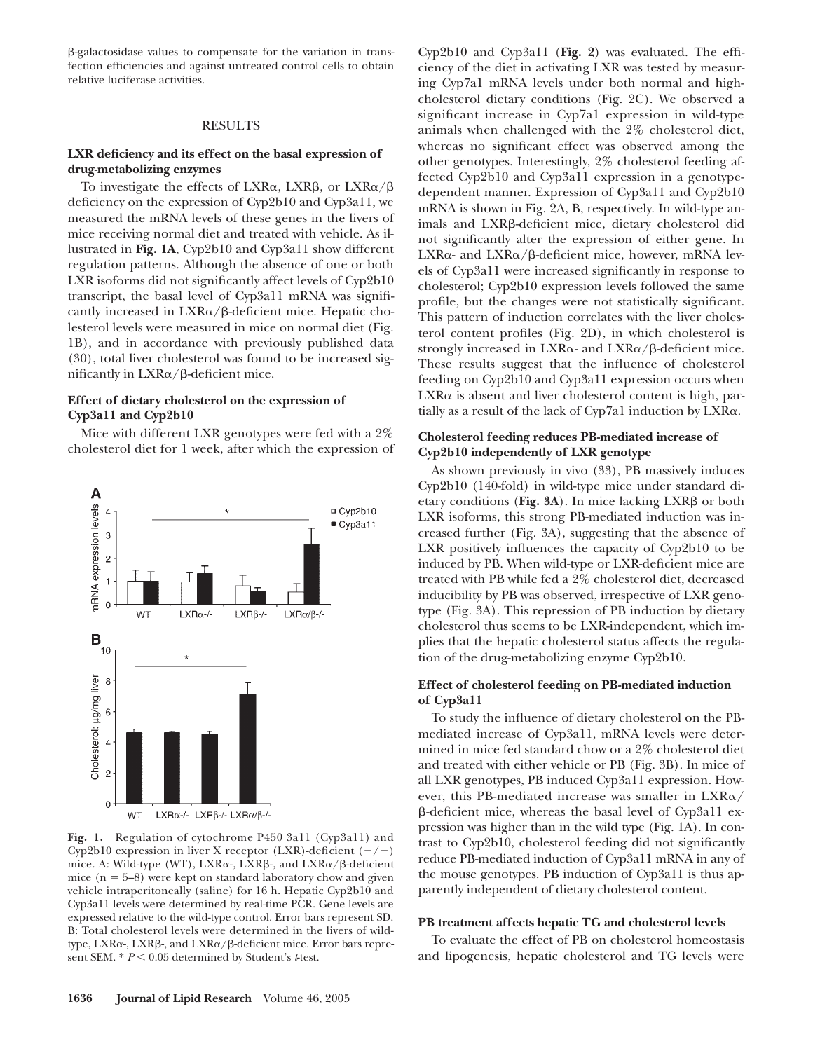β-galactosidase values to compensate for the variation in transfection efficiencies and against untreated control cells to obtain relative luciferase activities.

## RESULTS

### LXR deficiency and its effect on the basal expression of drug-metabolizing enzymes

To investigate the effects of LXRα, LXRβ, or LXRα/β deficiency on the expression of Cyp2b10 and Cyp3a11, we measured the mRNA levels of these genes in the livers of mice receiving normal diet and treated with vehicle. As illustrated in **Fig. 1A**, Cyp2b10 and Cyp3a11 show different regulation patterns. Although the absence of one or both LXR isoforms did not significantly affect levels of Cyp2b10 transcript, the basal level of Cyp3a11 mRNA was significantly increased in LXRα/β-deficient mice. Hepatic cholesterol levels were measured in mice on normal diet (Fig. 1B), and in accordance with previously published data (30), total liver cholesterol was found to be increased significantly in LXRα/β-deficient mice.

### Effect of dietary cholesterol on the expression of Cyp3a11 and Cyp2b10

Mice with different LXR genotypes were fed with a 2% cholesterol diet for 1 week, after which the expression of Cyp2b10 and Cyp3a11 (**Fig. 2**) was evaluated. The efficiency of the diet in activating LXR was tested by measuring Cyp7a1 mRNA levels under both normal and high-cholesterol dietary conditions (Fig. 2C). We observed a significant increase in Cyp7a1 expression in wild-type animals when challenged with the 2% cholesterol diet, whereas no significant effect was observed among the other genotypes. Interestingly, 2% cholesterol feeding affected Cyp2b10 and Cyp3a11 expression in a genotype-dependent manner. Expression of Cyp3a11 and Cyp2b10 mRNA is shown in Fig. 2A, B, respectively. In wild-type animals and LXRβ-deficient mice, dietary cholesterol did not significantly alter the expression of either gene. In LXRα- and LXRα/β-deficient mice, however, mRNA levels of Cyp3a11 were increased significantly in response to cholesterol; Cyp2b10 expression levels followed the same profile, but the changes were not statistically significant. This pattern of induction correlates with the liver cholesterol content profiles (Fig. 2D), in which cholesterol is strongly increased in LXRα- and LXRα/β-deficient mice. These results suggest that the influence of cholesterol feeding on Cyp2b10 and Cyp3a11 expression occurs when LXRα is absent and liver cholesterol content is high, partially as a result of the lack of Cyp7a1 induction by LXRα.

**Fig. 1.** Regulation of cytochrome P450 3a11 (Cyp3a11) and Cyp2b10 expression in liver X receptor (LXR)-deficient (−/−) mice. A: Wild-type (WT), LXRα-, LXRβ-, and LXRα/β-deficient mice (n = 5–8) were kept on standard laboratory chow and given vehicle intraperitoneally (saline) for 16 h. Hepatic Cyp2b10 and Cyp3a11 levels were determined by real-time PCR. Gene levels are expressed relative to the wild-type control. Error bars represent SD. B: Total cholesterol levels were determined in the livers of wild-type, LXRα-, LXRβ-, and LXRα/β-deficient mice. Error bars represent SEM. * $P < 0.05$ determined by Student's *t*-test.

### Cholesterol feeding reduces PB-mediated increase of Cyp2b10 independently of LXR genotype

As shown previously in vivo (33), PB massively induces Cyp2b10 (140-fold) in wild-type mice under standard dietary conditions (**Fig. 3A**). In mice lacking LXRβ or both LXR isoforms, this strong PB-mediated induction was increased further (Fig. 3A), suggesting that the absence of LXR positively influences the capacity of Cyp2b10 to be induced by PB. When wild-type or LXR-deficient mice are treated with PB while fed a 2% cholesterol diet, decreased inducibility by PB was observed, irrespective of LXR genotype (Fig. 3A). This repression of PB induction by dietary cholesterol thus seems to be LXR-independent, which implies that the hepatic cholesterol status affects the regulation of the drug-metabolizing enzyme Cyp2b10.

### Effect of cholesterol feeding on PB-mediated induction of Cyp3a11

To study the influence of dietary cholesterol on the PB-mediated increase of Cyp3a11, mRNA levels were determined in mice fed standard chow or a 2% cholesterol diet and treated with either vehicle or PB (Fig. 3B). In mice of all LXR genotypes, PB induced Cyp3a11 expression. However, this PB-mediated increase was smaller in LXRα/β-deficient mice, whereas the basal level of Cyp3a11 expression was higher than in the wild type (Fig. 1A). In contrast to Cyp2b10, cholesterol feeding did not significantly reduce PB-mediated induction of Cyp3a11 mRNA in any of the mouse genotypes. PB induction of Cyp3a11 is thus apparently independent of dietary cholesterol content.

### PB treatment affects hepatic TG and cholesterol levels

To evaluate the effect of PB on cholesterol homeostasis and lipogenesis, hepatic cholesterol and TG levels were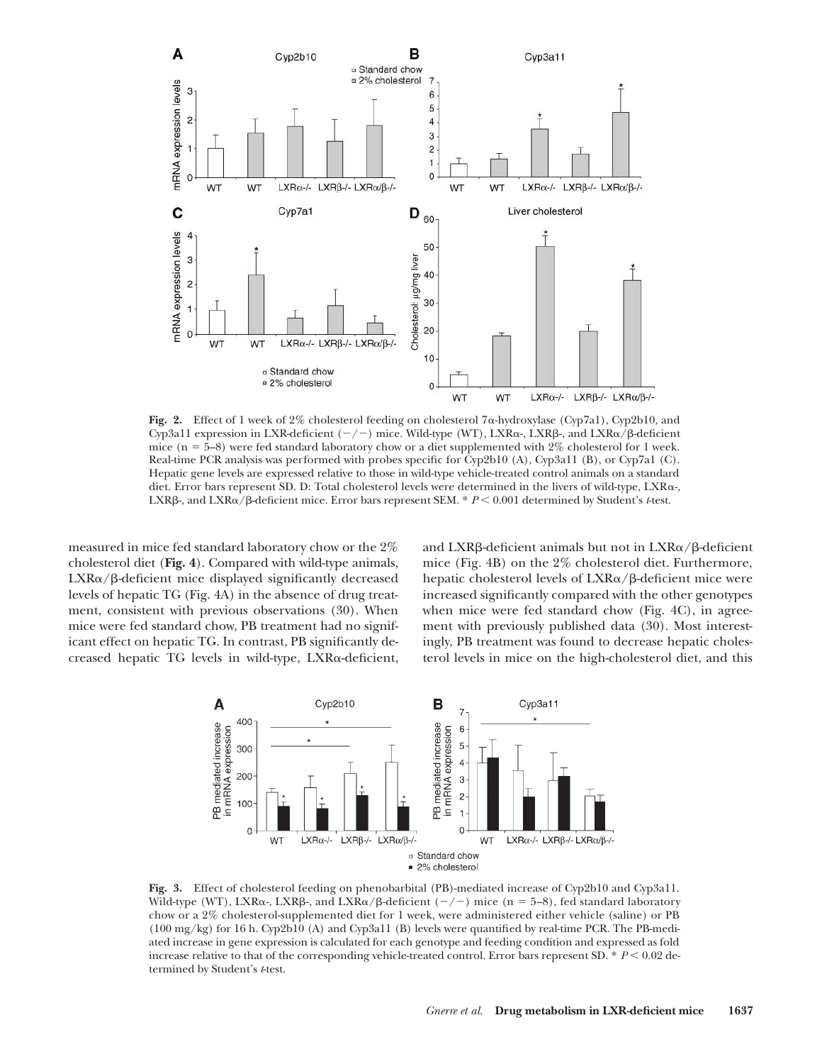**Fig. 2.** Effect of 1 week of 2% cholesterol feeding on cholesterol 7α-hydroxylase (Cyp7a1), Cyp2b10, and Cyp3a11 expression in LXR-deficient (−/−) mice. Wild-type (WT), LXRα-, LXRβ-, and LXRα/β-deficient mice (n = 5–8) were fed standard laboratory chow or a diet supplemented with 2% cholesterol for 1 week. Real-time PCR analysis was performed with probes specific for Cyp2b10 (A), Cyp3a11 (B), or Cyp7a1 (C). Hepatic gene levels are expressed relative to those in wild-type vehicle-treated control animals on a standard diet. Error bars represent SD. D: Total cholesterol levels were determined in the livers of wild-type, LXRα-, LXRβ-, and LXRα/β-deficient mice. Error bars represent SEM. * $P < 0.001$ determined by Student's *t*-test.

measured in mice fed standard laboratory chow or the 2% cholesterol diet (**Fig. 4**). Compared with wild-type animals, LXRα/β-deficient mice displayed significantly decreased levels of hepatic TG (Fig. 4A) in the absence of drug treatment, consistent with previous observations (30). When mice were fed standard chow, PB treatment had no significant effect on hepatic TG. In contrast, PB significantly decreased hepatic TG levels in wild-type, LXRα-deficient, and LXRβ-deficient animals but not in LXRα/β-deficient mice (Fig. 4B) on the 2% cholesterol diet. Furthermore, hepatic cholesterol levels of LXRα/β-deficient mice were increased significantly compared with the other genotypes when mice were fed standard chow (Fig. 4C), in agreement with previously published data (30). Most interestingly, PB treatment was found to decrease hepatic cholesterol levels in mice on the high-cholesterol diet, and this

**Fig. 3.** Effect of cholesterol feeding on phenobarbital (PB)-mediated increase of Cyp2b10 and Cyp3a11. Wild-type (WT), LXRα-, LXRβ-, and LXRα/β-deficient (−/−) mice (n = 5–8), fed standard laboratory chow or a 2% cholesterol-supplemented diet for 1 week, were administered either vehicle (saline) or PB (100 mg/kg) for 16 h. Cyp2b10 (A) and Cyp3a11 (B) levels were quantified by real-time PCR. The PB-mediated increase in gene expression is calculated for each genotype and feeding condition and expressed as fold increase relative to that of the corresponding vehicle-treated control. Error bars represent SD. * $P < 0.02$ determined by Student's *t*-test.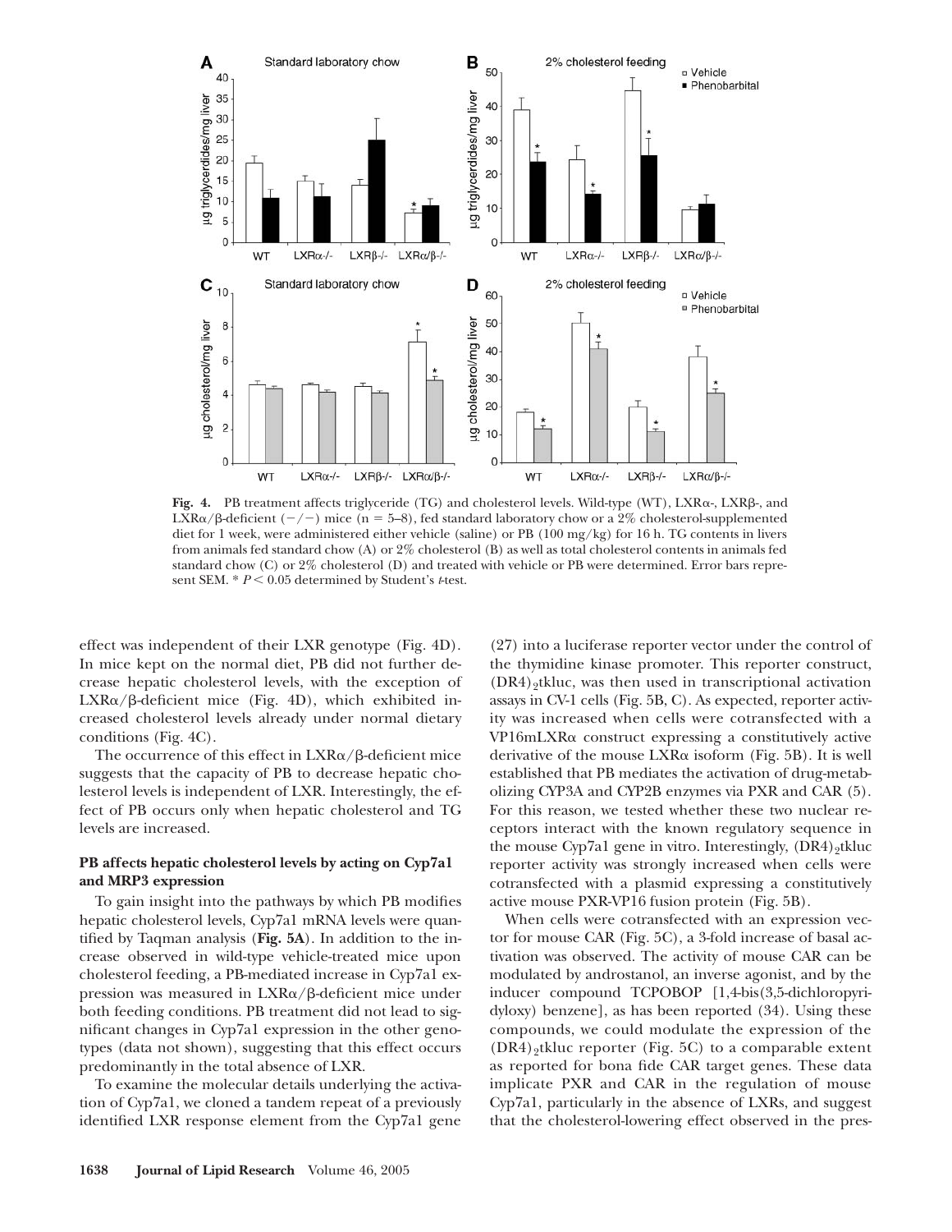Fig. 4. PB treatment affects triglyceride (TG) and cholesterol levels. Wild-type (WT), LXRα-, LXRβ-, and LXRα/β-deficient (−/−) mice (n = 5–8), fed standard laboratory chow or a 2% cholesterol-supplemented diet for 1 week, were administered either vehicle (saline) or PB (100 mg/kg) for 16 h. TG contents in livers from animals fed standard chow (A) or 2% cholesterol (B) as well as total cholesterol contents in animals fed standard chow (C) or 2% cholesterol (D) and treated with vehicle or PB were determined. Error bars represent SEM. * $P < 0.05$ determined by Student's *t*-test.

effect was independent of their LXR genotype (Fig. 4D). In mice kept on the normal diet, PB did not further decrease hepatic cholesterol levels, with the exception of LXRα/β-deficient mice (Fig. 4D), which exhibited increased cholesterol levels already under normal dietary conditions (Fig. 4C).

The occurrence of this effect in LXRα/β-deficient mice suggests that the capacity of PB to decrease hepatic cholesterol levels is independent of LXR. Interestingly, the effect of PB occurs only when hepatic cholesterol and TG levels are increased.

### PB affects hepatic cholesterol levels by acting on Cyp7a1 and MRP3 expression

To gain insight into the pathways by which PB modifies hepatic cholesterol levels, Cyp7a1 mRNA levels were quantified by Taqman analysis (**Fig. 5A**). In addition to the increase observed in wild-type vehicle-treated mice upon cholesterol feeding, a PB-mediated increase in Cyp7a1 expression was measured in LXRα/β-deficient mice under both feeding conditions. PB treatment did not lead to significant changes in Cyp7a1 expression in the other genotypes (data not shown), suggesting that this effect occurs predominantly in the total absence of LXR.

To examine the molecular details underlying the activation of Cyp7a1, we cloned a tandem repeat of a previously identified LXR response element from the Cyp7a1 gene (27) into a luciferase reporter vector under the control of the thymidine kinase promoter. This reporter construct, $(DR4)_2$tkluc, was then used in transcriptional activation assays in CV-1 cells (Fig. 5B, C). As expected, reporter activity was increased when cells were cotransfected with a VP16mLXRα construct expressing a constitutively active derivative of the mouse LXRα isoform (Fig. 5B). It is well established that PB mediates the activation of drug-metabolizing CYP3A and CYP2B enzymes via PXR and CAR (5). For this reason, we tested whether these two nuclear receptors interact with the known regulatory sequence in the mouse Cyp7a1 gene in vitro. Interestingly, $(DR4)_2$tkluc reporter activity was strongly increased when cells were cotransfected with a plasmid expressing a constitutively active mouse PXR-VP16 fusion protein (Fig. 5B).

When cells were cotransfected with an expression vector for mouse CAR (Fig. 5C), a 3-fold increase of basal activation was observed. The activity of mouse CAR can be modulated by androstanol, an inverse agonist, and by the inducer compound TCPOBOP [1,4-bis(3,5-dichloropyridyloxy) benzene], as has been reported (34). Using these compounds, we could modulate the expression of the $(DR4)_2$tkluc reporter (Fig. 5C) to a comparable extent as reported for bona fide CAR target genes. These data implicate PXR and CAR in the regulation of mouse Cyp7a1, particularly in the absence of LXRs, and suggest that the cholesterol-lowering effect observed in the pres-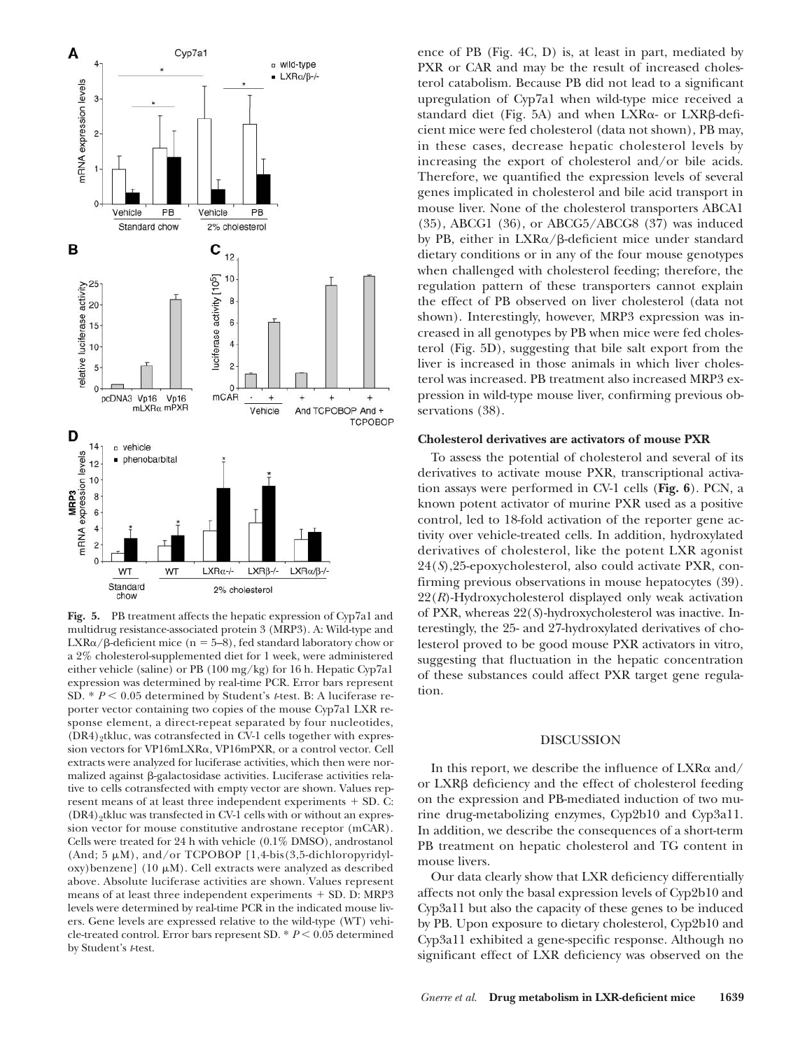**Fig. 5.** PB treatment affects the hepatic expression of Cyp7a1 and multidrug resistance-associated protein 3 (MRP3). A: Wild-type and LXRα/β-deficient mice (n = 5–8), fed standard laboratory chow or a 2% cholesterol-supplemented diet for 1 week, were administered either vehicle (saline) or PB (100 mg/kg) for 16 h. Hepatic Cyp7a1 expression was determined by real-time PCR. Error bars represent SD. * $P < 0.05$ determined by Student's *t*-test. B: A luciferase reporter vector containing two copies of the mouse Cyp7a1 LXR response element, a direct-repeat separated by four nucleotides, $(DR4)_2$tkluc, was cotransfected in CV-1 cells together with expression vectors for VP16mLXRα, VP16mPXR, or a control vector. Cell extracts were analyzed for luciferase activities, which then were normalized against β-galactosidase activities. Luciferase activities relative to cells cotransfected with empty vector are shown. Values represent means of at least three independent experiments + SD. C: $(DR4)_2$tkluc was transfected in CV-1 cells with or without an expression vector for mouse constitutive androstane receptor (mCAR). Cells were treated for 24 h with vehicle (0.1% DMSO), androstanol (And; 5 μM), and/or TCPOBOP [1,4-bis(3,5-dichloropyridyloxy)benzene] (10 μM). Cell extracts were analyzed as described above. Absolute luciferase activities are shown. Values represent means of at least three independent experiments + SD. D: MRP3 levels were determined by real-time PCR in the indicated mouse livers. Gene levels are expressed relative to the wild-type (WT) vehicle-treated control. Error bars represent SD. * $P < 0.05$ determined by Student's *t*-test.

ence of PB (Fig. 4C, D) is, at least in part, mediated by PXR or CAR and may be the result of increased cholesterol catabolism. Because PB did not lead to a significant upregulation of Cyp7a1 when wild-type mice received a standard diet (Fig. 5A) and when LXRα- or LXRβ-deficient mice were fed cholesterol (data not shown), PB may, in these cases, decrease hepatic cholesterol levels by increasing the export of cholesterol and/or bile acids. Therefore, we quantified the expression levels of several genes implicated in cholesterol and bile acid transport in mouse liver. None of the cholesterol transporters ABCA1 (35), ABCG1 (36), or ABCG5/ABCG8 (37) was induced by PB, either in LXRα/β-deficient mice under standard dietary conditions or in any of the four mouse genotypes when challenged with cholesterol feeding; therefore, the regulation pattern of these transporters cannot explain the effect of PB observed on liver cholesterol (data not shown). Interestingly, however, MRP3 expression was increased in all genotypes by PB when mice were fed cholesterol (Fig. 5D), suggesting that bile salt export from the liver is increased in those animals in which liver cholesterol was increased. PB treatment also increased MRP3 expression in wild-type mouse liver, confirming previous observations (38).

### Cholesterol derivatives are activators of mouse PXR

To assess the potential of cholesterol and several of its derivatives to activate mouse PXR, transcriptional activation assays were performed in CV-1 cells (**Fig. 6**). PCN, a known potent activator of murine PXR used as a positive control, led to 18-fold activation of the reporter gene activity over vehicle-treated cells. In addition, hydroxylated derivatives of cholesterol, like the potent LXR agonist 24(*S*),25-epoxycholesterol, also could activate PXR, confirming previous observations in mouse hepatocytes (39). 22(*R*)-Hydroxycholesterol displayed only weak activation of PXR, whereas 22(*S*)-hydroxycholesterol was inactive. Interestingly, the 25- and 27-hydroxylated derivatives of cholesterol proved to be good mouse PXR activators in vitro, suggesting that fluctuation in the hepatic concentration of these substances could affect PXR target gene regulation.

## DISCUSSION

In this report, we describe the influence of LXRα and/or LXRβ deficiency and the effect of cholesterol feeding on the expression and PB-mediated induction of two murine drug-metabolizing enzymes, Cyp2b10 and Cyp3a11. In addition, we describe the consequences of a short-term PB treatment on hepatic cholesterol and TG content in mouse livers.

Our data clearly show that LXR deficiency differentially affects not only the basal expression levels of Cyp2b10 and Cyp3a11 but also the capacity of these genes to be induced by PB. Upon exposure to dietary cholesterol, Cyp2b10 and Cyp3a11 exhibited a gene-specific response. Although no significant effect of LXR deficiency was observed on the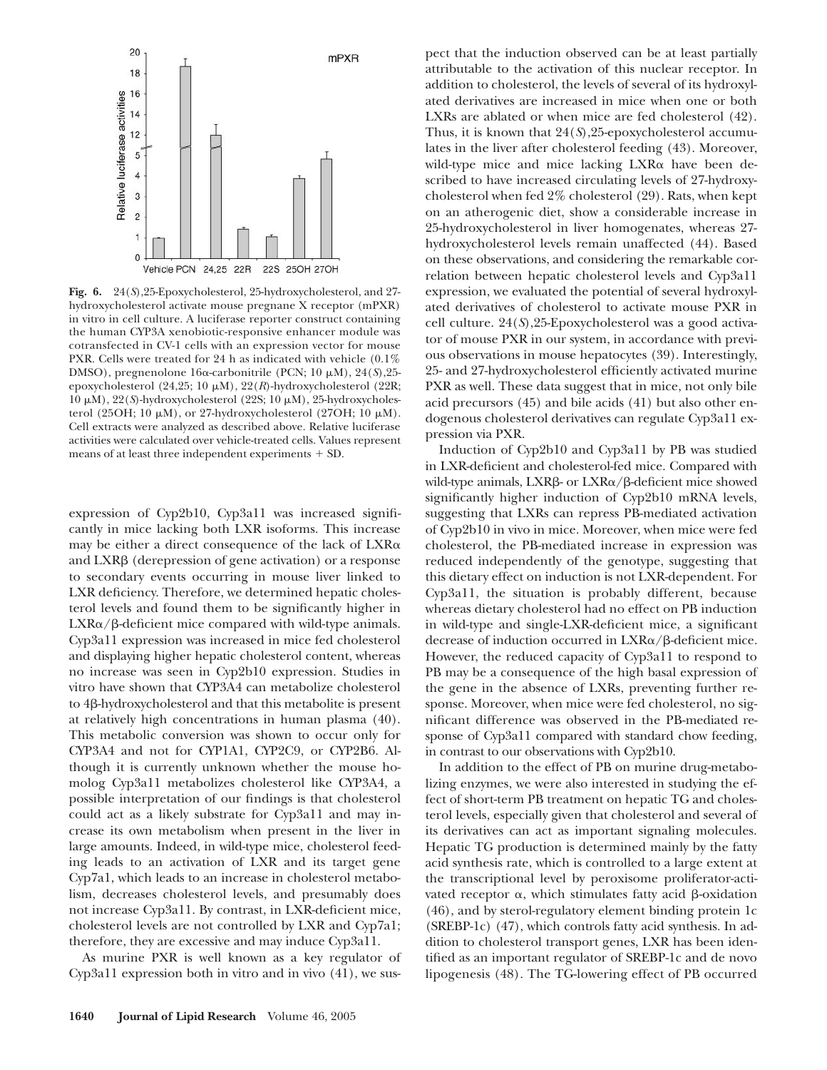**Fig. 6.** 24(*S*),25-Epoxycholesterol, 25-hydroxycholesterol, and 27-hydroxycholesterol activate mouse pregnane X receptor (mPXR) in vitro in cell culture. A luciferase reporter construct containing the human CYP3A xenobiotic-responsive enhancer module was cotransfected in CV-1 cells with an expression vector for mouse PXR. Cells were treated for 24 h as indicated with vehicle (0.1% DMSO), pregnenolone 16α-carbonitrile (PCN; 10 μM), 24(*S*),25-epoxycholesterol (24,25; 10 μM), 22(*R*)-hydroxycholesterol (22R; 10 μM), 22(*S*)-hydroxycholesterol (22S; 10 μM), 25-hydroxycholesterol (25OH; 10 μM), or 27-hydroxycholesterol (27OH; 10 μM). Cell extracts were analyzed as described above. Relative luciferase activities were calculated over vehicle-treated cells. Values represent means of at least three independent experiments + SD.

expression of Cyp2b10, Cyp3a11 was increased significantly in mice lacking both LXR isoforms. This increase may be either a direct consequence of the lack of LXRα and LXRβ (derepression of gene activation) or a response to secondary events occurring in mouse liver linked to LXR deficiency. Therefore, we determined hepatic cholesterol levels and found them to be significantly higher in LXRα/β-deficient mice compared with wild-type animals. Cyp3a11 expression was increased in mice fed cholesterol and displaying higher hepatic cholesterol content, whereas no increase was seen in Cyp2b10 expression. Studies in vitro have shown that CYP3A4 can metabolize cholesterol to 4β-hydroxycholesterol and that this metabolite is present at relatively high concentrations in human plasma (40). This metabolic conversion was shown to occur only for CYP3A4 and not for CYP1A1, CYP2C9, or CYP2B6. Although it is currently unknown whether the mouse homolog Cyp3a11 metabolizes cholesterol like CYP3A4, a possible interpretation of our findings is that cholesterol could act as a likely substrate for Cyp3a11 and may increase its own metabolism when present in the liver in large amounts. Indeed, in wild-type mice, cholesterol feeding leads to an activation of LXR and its target gene Cyp7a1, which leads to an increase in cholesterol metabolism, decreases cholesterol levels, and presumably does not increase Cyp3a11. By contrast, in LXR-deficient mice, cholesterol levels are not controlled by LXR and Cyp7a1; therefore, they are excessive and may induce Cyp3a11.

As murine PXR is well known as a key regulator of Cyp3a11 expression both in vitro and in vivo (41), we suspect that the induction observed can be at least partially attributable to the activation of this nuclear receptor. In addition to cholesterol, the levels of several of its hydroxylated derivatives are increased in mice when one or both LXRs are ablated or when mice are fed cholesterol (42). Thus, it is known that 24(*S*),25-epoxycholesterol accumulates in the liver after cholesterol feeding (43). Moreover, wild-type mice and mice lacking LXRα have been described to have increased circulating levels of 27-hydroxycholesterol when fed 2% cholesterol (29). Rats, when kept on an atherogenic diet, show a considerable increase in 25-hydroxycholesterol in liver homogenates, whereas 27-hydroxycholesterol levels remain unaffected (44). Based on these observations, and considering the remarkable correlation between hepatic cholesterol levels and Cyp3a11 expression, we evaluated the potential of several hydroxylated derivatives of cholesterol to activate mouse PXR in cell culture. 24(*S*),25-Epoxycholesterol was a good activator of mouse PXR in our system, in accordance with previous observations in mouse hepatocytes (39). Interestingly, 25- and 27-hydroxycholesterol efficiently activated murine PXR as well. These data suggest that in mice, not only bile acid precursors (45) and bile acids (41) but also other endogenous cholesterol derivatives can regulate Cyp3a11 expression via PXR.

Induction of Cyp2b10 and Cyp3a11 by PB was studied in LXR-deficient and cholesterol-fed mice. Compared with wild-type animals, LXRβ- or LXRα/β-deficient mice showed significantly higher induction of Cyp2b10 mRNA levels, suggesting that LXRs can repress PB-mediated activation of Cyp2b10 in vivo in mice. Moreover, when mice were fed cholesterol, the PB-mediated increase in expression was reduced independently of the genotype, suggesting that this dietary effect on induction is not LXR-dependent. For Cyp3a11, the situation is probably different, because whereas dietary cholesterol had no effect on PB induction in wild-type and single-LXR-deficient mice, a significant decrease of induction occurred in LXRα/β-deficient mice. However, the reduced capacity of Cyp3a11 to respond to PB may be a consequence of the high basal expression of the gene in the absence of LXRs, preventing further response. Moreover, when mice were fed cholesterol, no significant difference was observed in the PB-mediated response of Cyp3a11 compared with standard chow feeding, in contrast to our observations with Cyp2b10.

In addition to the effect of PB on murine drug-metabolizing enzymes, we were also interested in studying the effect of short-term PB treatment on hepatic TG and cholesterol levels, especially given that cholesterol and several of its derivatives can act as important signaling molecules. Hepatic TG production is determined mainly by the fatty acid synthesis rate, which is controlled to a large extent at the transcriptional level by peroxisome proliferator-activated receptor α, which stimulates fatty acid β-oxidation (46), and by sterol-regulatory element binding protein 1c (SREBP-1c) (47), which controls fatty acid synthesis. In addition to cholesterol transport genes, LXR has been identified as an important regulator of SREBP-1c and de novo lipogenesis (48). The TG-lowering effect of PB occurred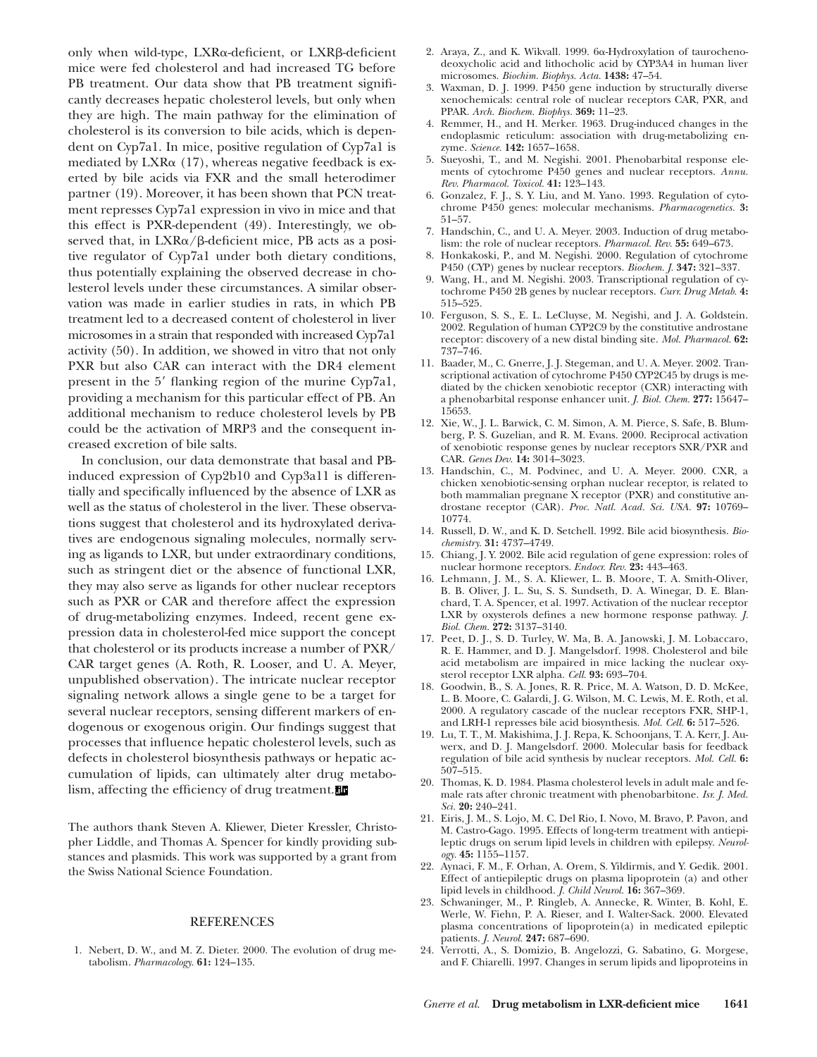only when wild-type, LXRα-deficient, or LXRβ-deficient mice were fed cholesterol and had increased TG before PB treatment. Our data show that PB treatment significantly decreases hepatic cholesterol levels, but only when they are high. The main pathway for the elimination of cholesterol is its conversion to bile acids, which is dependent on Cyp7a1. In mice, positive regulation of Cyp7a1 is mediated by LXRα (17), whereas negative feedback is exerted by bile acids via FXR and the small heterodimer partner (19). Moreover, it has been shown that PCN treatment represses Cyp7a1 expression in vivo in mice and that this effect is PXR-dependent (49). Interestingly, we observed that, in LXRα/β-deficient mice, PB acts as a positive regulator of Cyp7a1 under both dietary conditions, thus potentially explaining the observed decrease in cholesterol levels under these circumstances. A similar observation was made in earlier studies in rats, in which PB treatment led to a decreased content of cholesterol in liver microsomes in a strain that responded with increased Cyp7a1 activity (50). In addition, we showed in vitro that not only PXR but also CAR can interact with the DR4 element present in the 5′ flanking region of the murine Cyp7a1, providing a mechanism for this particular effect of PB. An additional mechanism to reduce cholesterol levels by PB could be the activation of MRP3 and the consequent increased excretion of bile salts.

In conclusion, our data demonstrate that basal and PB-induced expression of Cyp2b10 and Cyp3a11 is differentially and specifically influenced by the absence of LXR as well as the status of cholesterol in the liver. These observations suggest that cholesterol and its hydroxylated derivatives are endogenous signaling molecules, normally serving as ligands to LXR, but under extraordinary conditions, such as stringent diet or the absence of functional LXR, they may also serve as ligands for other nuclear receptors such as PXR or CAR and therefore affect the expression of drug-metabolizing enzymes. Indeed, recent gene expression data in cholesterol-fed mice support the concept that cholesterol or its products increase a number of PXR/CAR target genes (A. Roth, R. Looser, and U. A. Meyer, unpublished observation). The intricate nuclear receptor signaling network allows a single gene to be a target for several nuclear receptors, sensing different markers of endogenous or exogenous origin. Our findings suggest that processes that influence hepatic cholesterol levels, such as defects in cholesterol biosynthesis pathways or hepatic accumulation of lipids, can ultimately alter drug metabolism, affecting the efficiency of drug treatment.

The authors thank Steven A. Kliewer, Dieter Kressler, Christopher Liddle, and Thomas A. Spencer for kindly providing substances and plasmids. This work was supported by a grant from the Swiss National Science Foundation.

## REFERENCES

1. Nebert, D. W., and M. Z. Dieter. 2000. The evolution of drug metabolism. *Pharmacology.* **61:** 124–135.
2. Araya, Z., and K. Wikvall. 1999. 6α-Hydroxylation of taurochenodeoxycholic acid and lithocholic acid by CYP3A4 in human liver microsomes. *Biochim. Biophys. Acta.* **1438:** 47–54.
3. Waxman, D. J. 1999. P450 gene induction by structurally diverse xenochemicals: central role of nuclear receptors CAR, PXR, and PPAR. *Arch. Biochem. Biophys.* **369:** 11–23.
4. Remmer, H., and H. Merker. 1963. Drug-induced changes in the endoplasmic reticulum: association with drug-metabolizing enzyme. *Science.* **142:** 1657–1658.
5. Sueyoshi, T., and M. Negishi. 2001. Phenobarbital response elements of cytochrome P450 genes and nuclear receptors. *Annu. Rev. Pharmacol. Toxicol.* **41:** 123–143.
6. Gonzalez, F. J., S. Y. Liu, and M. Yano. 1993. Regulation of cytochrome P450 genes: molecular mechanisms. *Pharmacogenetics.* **3:** 51–57.
7. Handschin, C., and U. A. Meyer. 2003. Induction of drug metabolism: the role of nuclear receptors. *Pharmacol. Rev.* **55:** 649–673.
8. Honkakoski, P., and M. Negishi. 2000. Regulation of cytochrome P450 (CYP) genes by nuclear receptors. *Biochem. J.* **347:** 321–337.
9. Wang, H., and M. Negishi. 2003. Transcriptional regulation of cytochrome P450 2B genes by nuclear receptors. *Curr. Drug Metab.* **4:** 515–525.
10. Ferguson, S. S., E. L. LeCluyse, M. Negishi, and J. A. Goldstein. 2002. Regulation of human CYP2C9 by the constitutive androstane receptor: discovery of a new distal binding site. *Mol. Pharmacol.* **62:** 737–746.
11. Baader, M., C. Gnerre, J. J. Stegeman, and U. A. Meyer. 2002. Transcriptional activation of cytochrome P450 CYP2C45 by drugs is mediated by the chicken xenobiotic receptor (CXR) interacting with a phenobarbital response enhancer unit. *J. Biol. Chem.* **277:** 15647–15653.
12. Xie, W., J. L. Barwick, C. M. Simon, A. M. Pierce, S. Safe, B. Blumberg, P. S. Guzelian, and R. M. Evans. 2000. Reciprocal activation of xenobiotic response genes by nuclear receptors SXR/PXR and CAR. *Genes Dev.* **14:** 3014–3023.
13. Handschin, C., M. Podvinec, and U. A. Meyer. 2000. CXR, a chicken xenobiotic-sensing orphan nuclear receptor, is related to both mammalian pregnane X receptor (PXR) and constitutive androstane receptor (CAR). *Proc. Natl. Acad. Sci. USA.* **97:** 10769–10774.
14. Russell, D. W., and K. D. Setchell. 1992. Bile acid biosynthesis. *Biochemistry.* **31:** 4737–4749.
15. Chiang, J. Y. 2002. Bile acid regulation of gene expression: roles of nuclear hormone receptors. *Endocr. Rev.* **23:** 443–463.
16. Lehmann, J. M., S. A. Kliewer, L. B. Moore, T. A. Smith-Oliver, B. B. Oliver, J. L. Su, S. S. Sundseth, D. A. Winegar, D. E. Blanchard, T. A. Spencer, et al. 1997. Activation of the nuclear receptor LXR by oxysterols defines a new hormone response pathway. *J. Biol. Chem.* **272:** 3137–3140.
17. Peet, D. J., S. D. Turley, W. Ma, B. A. Janowski, J. M. Lobaccaro, R. E. Hammer, and D. J. Mangelsdorf. 1998. Cholesterol and bile acid metabolism are impaired in mice lacking the nuclear oxysterol receptor LXR alpha. *Cell.* **93:** 693–704.
18. Goodwin, B., S. A. Jones, R. R. Price, M. A. Watson, D. D. McKee, L. B. Moore, C. Galardi, J. G. Wilson, M. C. Lewis, M. E. Roth, et al. 2000. A regulatory cascade of the nuclear receptors FXR, SHP-1, and LRH-1 represses bile acid biosynthesis. *Mol. Cell.* **6:** 517–526.
19. Lu, T. T., M. Makishima, J. J. Repa, K. Schoonjans, T. A. Kerr, J. Auwerx, and D. J. Mangelsdorf. 2000. Molecular basis for feedback regulation of bile acid synthesis by nuclear receptors. *Mol. Cell.* **6:** 507–515.
20. Thomas, K. D. 1984. Plasma cholesterol levels in adult male and female rats after chronic treatment with phenobarbitone. *Isr. J. Med. Sci.* **20:** 240–241.
21. Eiris, J. M., S. Lojo, M. C. Del Rio, I. Novo, M. Bravo, P. Pavon, and M. Castro-Gago. 1995. Effects of long-term treatment with antiepileptic drugs on serum lipid levels in children with epilepsy. *Neurology.* **45:** 1155–1157.
22. Aynaci, F. M., F. Orhan, A. Orem, S. Yildirmis, and Y. Gedik. 2001. Effect of antiepileptic drugs on plasma lipoprotein (a) and other lipid levels in childhood. *J. Child Neurol.* **16:** 367–369.
23. Schwaninger, M., P. Ringleb, A. Annecke, R. Winter, B. Kohl, E. Werle, W. Fiehn, P. A. Rieser, and I. Walter-Sack. 2000. Elevated plasma concentrations of lipoprotein(a) in medicated epileptic patients. *J. Neurol.* **247:** 687–690.
24. Verrotti, A., S. Domizio, B. Angelozzi, G. Sabatino, G. Morgese, and F. Chiarelli. 1997. Changes in serum lipids and lipoproteins in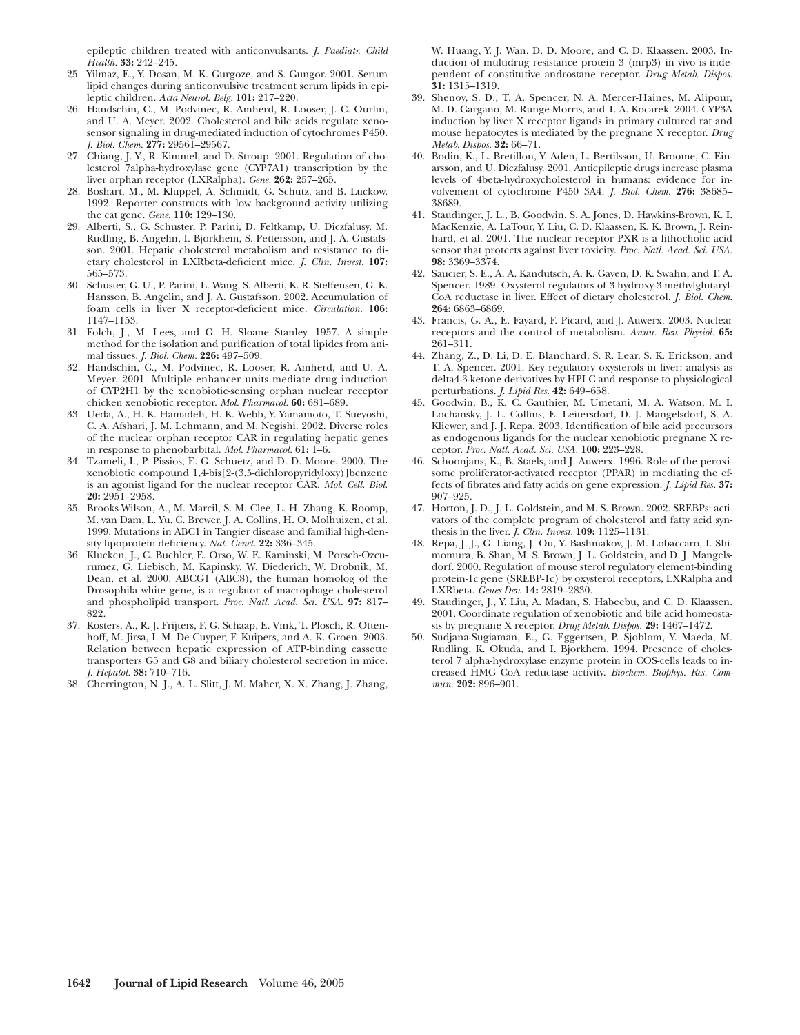epileptic children treated with anticonvulsants. *J. Paediatr. Child Health.* **33:** 242–245.

25. Yilmaz, E., Y. Dosan, M. K. Gurgoze, and S. Gungor. 2001. Serum lipid changes during anticonvulsive treatment serum lipids in epileptic children. *Acta Neurol. Belg.* **101:** 217–220.
26. Handschin, C., M. Podvinec, R. Amherd, R. Looser, J. C. Ourlin, and U. A. Meyer. 2002. Cholesterol and bile acids regulate xenosensor signaling in drug-mediated induction of cytochromes P450. *J. Biol. Chem.* **277:** 29561–29567.
27. Chiang, J. Y., R. Kimmel, and D. Stroup. 2001. Regulation of cholesterol 7alpha-hydroxylase gene (CYP7A1) transcription by the liver orphan receptor (LXRalpha). *Gene.* **262:** 257–265.
28. Boshart, M., M. Kluppel, A. Schmidt, G. Schutz, and B. Luckow. 1992. Reporter constructs with low background activity utilizing the cat gene. *Gene.* **110:** 129–130.
29. Alberti, S., G. Schuster, P. Parini, D. Feltkamp, U. Diczfalusy, M. Rudling, B. Angelin, I. Bjorkhem, S. Pettersson, and J. A. Gustafsson. 2001. Hepatic cholesterol metabolism and resistance to dietary cholesterol in LXRbeta-deficient mice. *J. Clin. Invest.* **107:** 565–573.
30. Schuster, G. U., P. Parini, L. Wang, S. Alberti, K. R. Steffensen, G. K. Hansson, B. Angelin, and J. A. Gustafsson. 2002. Accumulation of foam cells in liver X receptor-deficient mice. *Circulation.* **106:** 1147–1153.
31. Folch, J., M. Lees, and G. H. Sloane Stanley. 1957. A simple method for the isolation and purification of total lipides from animal tissues. *J. Biol. Chem.* **226:** 497–509.
32. Handschin, C., M. Podvinec, R. Looser, R. Amherd, and U. A. Meyer. 2001. Multiple enhancer units mediate drug induction of CYP2H1 by the xenobiotic-sensing orphan nuclear receptor chicken xenobiotic receptor. *Mol. Pharmacol.* **60:** 681–689.
33. Ueda, A., H. K. Hamadeh, H. K. Webb, Y. Yamamoto, T. Sueyoshi, C. A. Afshari, J. M. Lehmann, and M. Negishi. 2002. Diverse roles of the nuclear orphan receptor CAR in regulating hepatic genes in response to phenobarbital. *Mol. Pharmacol.* **61:** 1–6.
34. Tzameli, I., P. Pissios, E. G. Schuetz, and D. D. Moore. 2000. The xenobiotic compound 1,4-bis[2-(3,5-dichloropyridyloxy)]benzene is an agonist ligand for the nuclear receptor CAR. *Mol. Cell. Biol.* **20:** 2951–2958.
35. Brooks-Wilson, A., M. Marcil, S. M. Clee, L. H. Zhang, K. Roomp, M. van Dam, L. Yu, C. Brewer, J. A. Collins, H. O. Molhuizen, et al. 1999. Mutations in ABC1 in Tangier disease and familial high-density lipoprotein deficiency. *Nat. Genet.* **22:** 336–345.
36. Klucken, J., C. Buchler, E. Orso, W. E. Kaminski, M. Porsch-Ozcurumez, G. Liebisch, M. Kapinsky, W. Diederich, W. Drobnik, M. Dean, et al. 2000. ABCG1 (ABC8), the human homolog of the Drosophila white gene, is a regulator of macrophage cholesterol and phospholipid transport. *Proc. Natl. Acad. Sci. USA.* **97:** 817–822.
37. Kosters, A., R. J. Frijters, F. G. Schaap, E. Vink, T. Plosch, R. Ottenhoff, M. Jirsa, I. M. De Cuyper, F. Kuipers, and A. K. Groen. 2003. Relation between hepatic expression of ATP-binding cassette transporters G5 and G8 and biliary cholesterol secretion in mice. *J. Hepatol.* **38:** 710–716.
38. Cherrington, N. J., A. L. Slitt, J. M. Maher, X. X. Zhang, J. Zhang, W. Huang, Y. J. Wan, D. D. Moore, and C. D. Klaassen. 2003. Induction of multidrug resistance protein 3 (mrp3) in vivo is independent of constitutive androstane receptor. *Drug Metab. Dispos.* **31:** 1315–1319.
39. Shenoy, S. D., T. A. Spencer, N. A. Mercer-Haines, M. Alipour, M. D. Gargano, M. Runge-Morris, and T. A. Kocarek. 2004. CYP3A induction by liver X receptor ligands in primary cultured rat and mouse hepatocytes is mediated by the pregnane X receptor. *Drug Metab. Dispos.* **32:** 66–71.
40. Bodin, K., L. Bretillon, Y. Aden, L. Bertilsson, U. Broome, C. Einarsson, and U. Diczfalusy. 2001. Antiepileptic drugs increase plasma levels of 4beta-hydroxycholesterol in humans: evidence for involvement of cytochrome P450 3A4. *J. Biol. Chem.* **276:** 38685–38689.
41. Staudinger, J. L., B. Goodwin, S. A. Jones, D. Hawkins-Brown, K. I. MacKenzie, A. LaTour, Y. Liu, C. D. Klaassen, K. K. Brown, J. Reinhard, et al. 2001. The nuclear receptor PXR is a lithocholic acid sensor that protects against liver toxicity. *Proc. Natl. Acad. Sci. USA.* **98:** 3369–3374.
42. Saucier, S. E., A. A. Kandutsch, A. K. Gayen, D. K. Swahn, and T. A. Spencer. 1989. Oxysterol regulators of 3-hydroxy-3-methylglutaryl-CoA reductase in liver. Effect of dietary cholesterol. *J. Biol. Chem.* **264:** 6863–6869.
43. Francis, G. A., E. Fayard, F. Picard, and J. Auwerx. 2003. Nuclear receptors and the control of metabolism. *Annu. Rev. Physiol.* **65:** 261–311.
44. Zhang, Z., D. Li, D. E. Blanchard, S. R. Lear, S. K. Erickson, and T. A. Spencer. 2001. Key regulatory oxysterols in liver: analysis as delta4-3-ketone derivatives by HPLC and response to physiological perturbations. *J. Lipid Res.* **42:** 649–658.
45. Goodwin, B., K. C. Gauthier, M. Umetani, M. A. Watson, M. I. Lochansky, J. L. Collins, E. Leitersdorf, D. J. Mangelsdorf, S. A. Kliewer, and J. J. Repa. 2003. Identification of bile acid precursors as endogenous ligands for the nuclear xenobiotic pregnane X receptor. *Proc. Natl. Acad. Sci. USA.* **100:** 223–228.
46. Schoonjans, K., B. Staels, and J. Auwerx. 1996. Role of the peroxisome proliferator-activated receptor (PPAR) in mediating the effects of fibrates and fatty acids on gene expression. *J. Lipid Res.* **37:** 907–925.
47. Horton, J. D., J. L. Goldstein, and M. S. Brown. 2002. SREBPs: activators of the complete program of cholesterol and fatty acid synthesis in the liver. *J. Clin. Invest.* **109:** 1125–1131.
48. Repa, J. J., G. Liang, J. Ou, Y. Bashmakov, J. M. Lobaccaro, I. Shimomura, B. Shan, M. S. Brown, J. L. Goldstein, and D. J. Mangelsdorf. 2000. Regulation of mouse sterol regulatory element-binding protein-1c gene (SREBP-1c) by oxysterol receptors, LXRalpha and LXRbeta. *Genes Dev.* **14:** 2819–2830.
49. Staudinger, J., Y. Liu, A. Madan, S. Habeebu, and C. D. Klaassen. 2001. Coordinate regulation of xenobiotic and bile acid homeostasis by pregnane X receptor. *Drug Metab. Dispos.* **29:** 1467–1472.
50. Sudjana-Sugiaman, E., G. Eggertsen, P. Sjoblom, Y. Maeda, M. Rudling, K. Okuda, and I. Bjorkhem. 1994. Presence of cholesterol 7 alpha-hydroxylase enzyme protein in COS-cells leads to increased HMG CoA reductase activity. *Biochem. Biophys. Res. Commun.* **202:** 896–901.